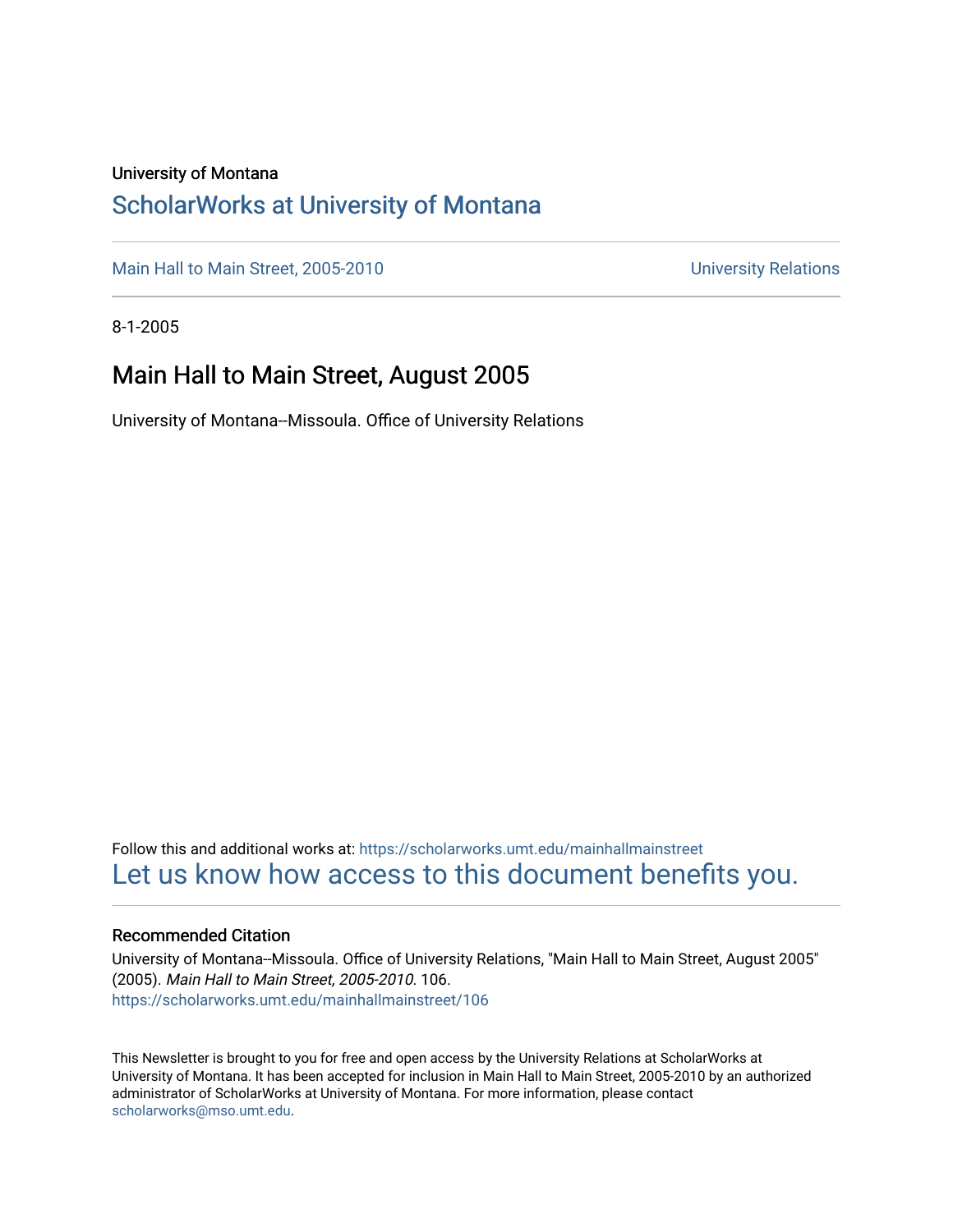University of Montana

## ScholarWorks at University of Montana

Main Hall to Main Street, 2005-2010 | University Relations

8-1-2005

# Main Hall to Main Street, August 2005

University of Montana--Missoula. Office of University Relations

Follow this and additional works at: https://scholarworks.umt.edu/mainhallmainstreet

Let us know how access to this document benefits you.

### Recommended Citation

University of Montana--Missoula. Office of University Relations, "Main Hall to Main Street, August 2005" (2005). *Main Hall to Main Street, 2005-2010*. 106.
https://scholarworks.umt.edu/mainhallmainstreet/106

This Newsletter is brought to you for free and open access by the University Relations at ScholarWorks at University of Montana. It has been accepted for inclusion in Main Hall to Main Street, 2005-2010 by an authorized administrator of ScholarWorks at University of Montana. For more information, please contact scholarworks@mso.umt.edu.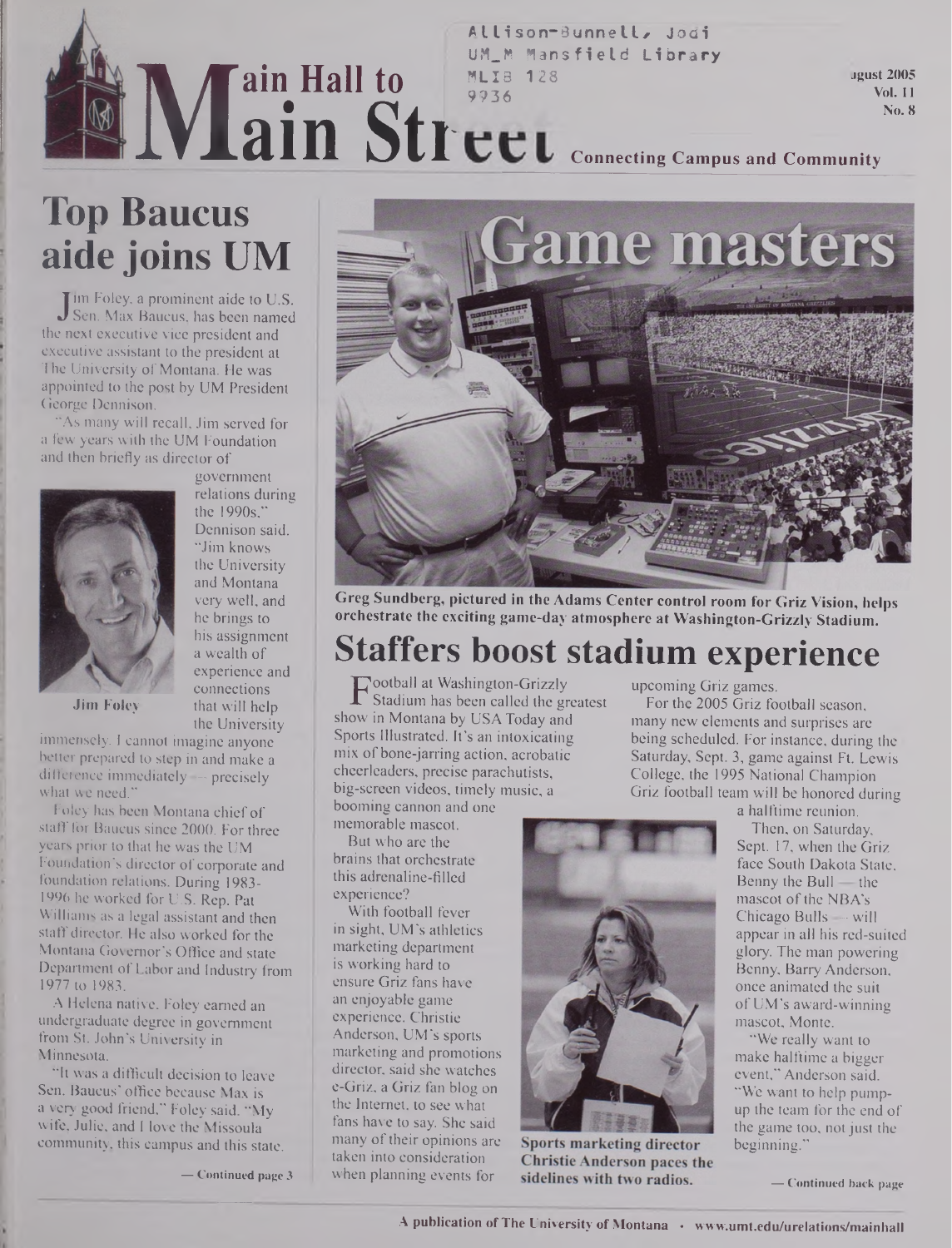Allison-Bunnell, Jodi
UM_M Mansfield Library
MLIB 128
9936

# Main Hall to Main Street

August 2005
Vol. 11
No. 8

Connecting Campus and Community

## Top Baucus aide joins UM

Jim Foley, a prominent aide to U.S. Sen. Max Baucus, has been named the next executive vice president and executive assistant to the president at The University of Montana. He was appointed to the post by UM President George Dennison.

"As many will recall, Jim served for a few years with the UM Foundation and then briefly as director of government relations during the 1990s," Dennison said. "Jim knows the University and Montana very well, and he brings to his assignment a wealth of experience and connections that will help the University immensely. I cannot imagine anyone better prepared to step in and make a difference immediately — precisely what we need."

Jim Foley

Foley has been Montana chief of staff for Baucus since 2000. For three years prior to that he was the UM Foundation's director of corporate and foundation relations. During 1983-1996 he worked for U.S. Rep. Pat Williams as a legal assistant and then staff director. He also worked for the Montana Governor's Office and state Department of Labor and Industry from 1977 to 1983.

A Helena native, Foley earned an undergraduate degree in government from St. John's University in Minnesota.

"It was a difficult decision to leave Sen. Baucus' office because Max is a very good friend," Foley said. "My wife, Julie, and I love the Missoula community, this campus and this state.

— Continued page 3

## Game masters

Greg Sundberg, pictured in the Adams Center control room for Griz Vision, helps orchestrate the exciting game-day atmosphere at Washington-Grizzly Stadium.

## Staffers boost stadium experience

Football at Washington-Grizzly Stadium has been called the greatest show in Montana by USA Today and Sports Illustrated. It's an intoxicating mix of bone-jarring action, acrobatic cheerleaders, precise parachutists, big-screen videos, timely music, a booming cannon and one memorable mascot.

But who are the brains that orchestrate this adrenaline-filled experience?

With football fever in sight, UM's athletics marketing department is working hard to ensure Griz fans have an enjoyable game experience. Christie Anderson, UM's sports marketing and promotions director, said she watches e-Griz, a Griz fan blog on the Internet, to see what fans have to say. She said many of their opinions are taken into consideration when planning events for upcoming Griz games.

Sports marketing director Christie Anderson paces the sidelines with two radios.

For the 2005 Griz football season, many new elements and surprises are being scheduled. For instance, during the Saturday, Sept. 3, game against Ft. Lewis College, the 1995 National Champion Griz football team will be honored during a halftime reunion.

Then, on Saturday, Sept. 17, when the Griz face South Dakota State, Benny the Bull — the mascot of the NBA's Chicago Bulls — will appear in all his red-suited glory. The man powering Benny, Barry Anderson, once animated the suit of UM's award-winning mascot, Monte.

"We really want to make halftime a bigger event," Anderson said. "We want to help pump-up the team for the end of the game too, not just the beginning."

— Continued back page

A publication of The University of Montana • www.umt.edu/urelations/mainhall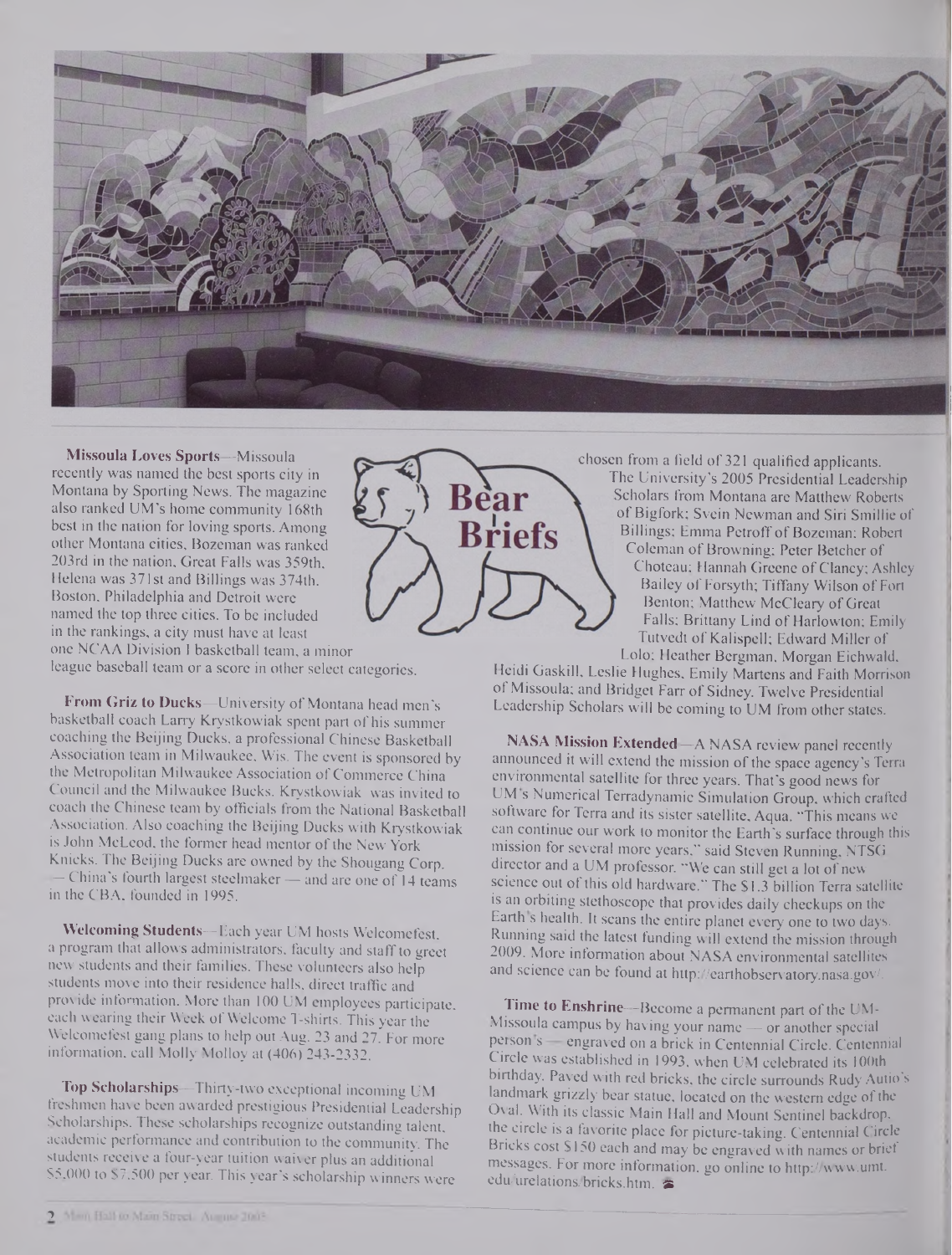# Bear Briefs

**Missoula Loves Sports**—Missoula recently was named the best sports city in Montana by Sporting News. The magazine also ranked UM's home community 168th best in the nation for loving sports. Among other Montana cities, Bozeman was ranked 203rd in the nation, Great Falls was 359th, Helena was 371st and Billings was 374th. Boston, Philadelphia and Detroit were named the top three cities. To be included in the rankings, a city must have at least one NCAA Division I basketball team, a minor league baseball team or a score in other select categories.

**From Griz to Ducks**—University of Montana head men's basketball coach Larry Krystkowiak spent part of his summer coaching the Beijing Ducks, a professional Chinese Basketball Association team in Milwaukee, Wis. The event is sponsored by the Metropolitan Milwaukee Association of Commerce China Council and the Milwaukee Bucks. Krystkowiak was invited to coach the Chinese team by officials from the National Basketball Association. Also coaching the Beijing Ducks with Krystkowiak is John McLeod, the former head mentor of the New York Knicks. The Beijing Ducks are owned by the Shougang Corp. — China's fourth largest steelmaker — and are one of 14 teams in the CBA, founded in 1995.

**Welcoming Students**—Each year UM hosts Welcomefest, a program that allows administrators, faculty and staff to greet new students and their families. These volunteers also help students move into their residence halls, direct traffic and provide information. More than 100 UM employees participate, each wearing their Week of Welcome T-shirts. This year the Welcomefest gang plans to help out Aug. 23 and 27. For more information, call Molly Molloy at (406) 243-2332.

**Top Scholarships**—Thirty-two exceptional incoming UM freshmen have been awarded prestigious Presidential Leadership Scholarships. These scholarships recognize outstanding talent, academic performance and contribution to the community. The students receive a four-year tuition waiver plus an additional $5,000 to $7,500 per year. This year's scholarship winners were chosen from a field of 321 qualified applicants.

The University's 2005 Presidential Leadership Scholars from Montana are Matthew Roberts of Bigfork; Svein Newman and Siri Smillie of Billings; Emma Petroff of Bozeman; Robert Coleman of Browning; Peter Betcher of Choteau; Hannah Greene of Clancy; Ashley Bailey of Forsyth; Tiffany Wilson of Fort Benton; Matthew McCleary of Great Falls; Brittany Lind of Harlowton; Emily Tutvedt of Kalispell; Edward Miller of Lolo; Heather Bergman, Morgan Eichwald, Heidi Gaskill, Leslie Hughes, Emily Martens and Faith Morrison of Missoula; and Bridget Farr of Sidney. Twelve Presidential Leadership Scholars will be coming to UM from other states.

**NASA Mission Extended**—A NASA review panel recently announced it will extend the mission of the space agency's Terra environmental satellite for three years. That's good news for UM's Numerical Terradynamic Simulation Group, which crafted software for Terra and its sister satellite, Aqua. "This means we can continue our work to monitor the Earth's surface through this mission for several more years," said Steven Running, NTSG director and a UM professor. "We can still get a lot of new science out of this old hardware." The $1.3 billion Terra satellite is an orbiting stethoscope that provides daily checkups on the Earth's health. It scans the entire planet every one to two days. Running said the latest funding will extend the mission through 2009. More information about NASA environmental satellites and science can be found at http://earthobservatory.nasa.gov/.

**Time to Enshrine**—Become a permanent part of the UM-Missoula campus by having your name — or another special person's — engraved on a brick in Centennial Circle. Centennial Circle was established in 1993, when UM celebrated its 100th birthday. Paved with red bricks, the circle surrounds Rudy Autio's landmark grizzly bear statue, located on the western edge of the Oval. With its classic Main Hall and Mount Sentinel backdrop, the circle is a favorite place for picture-taking. Centennial Circle Bricks cost $150 each and may be engraved with names or brief messages. For more information, go online to http://www.umt.edu/urelations/bricks.htm.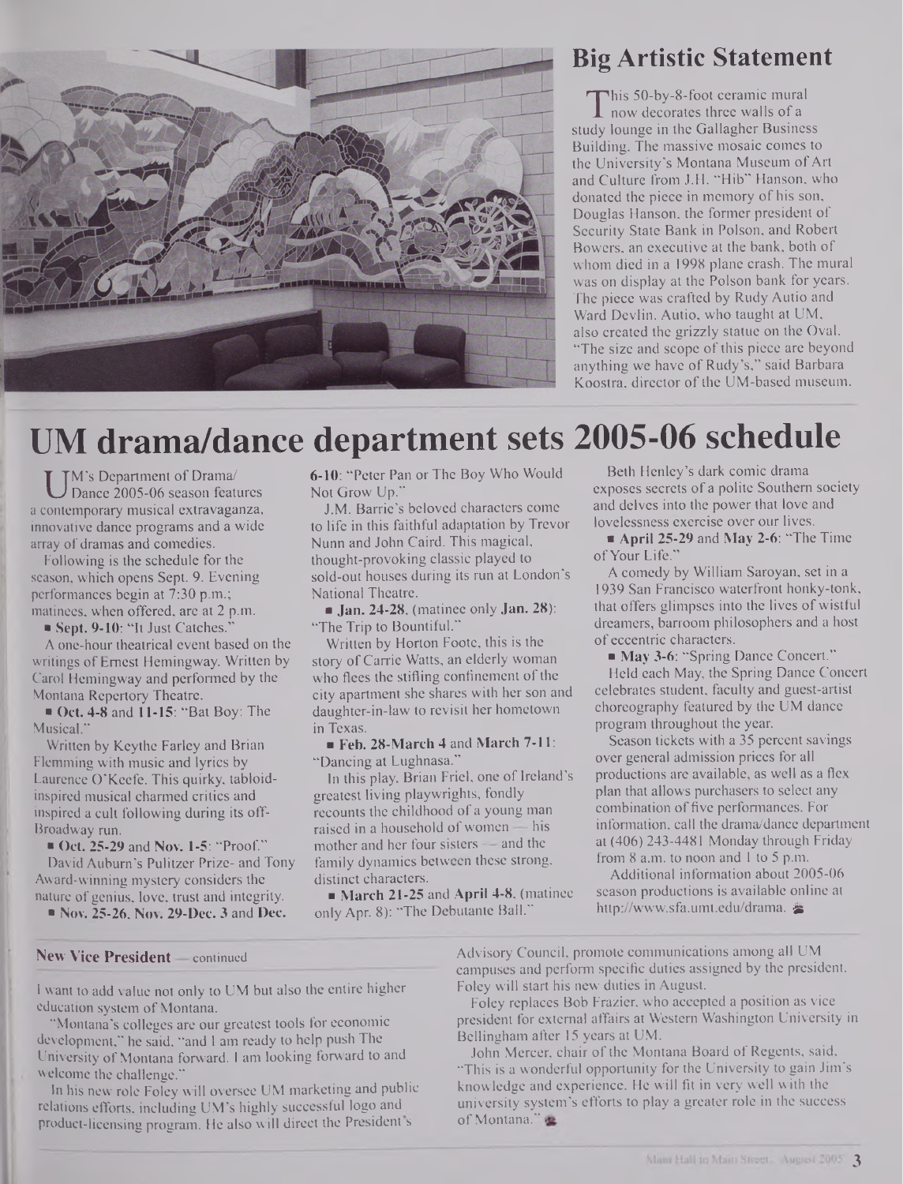## Big Artistic Statement

This 50-by-8-foot ceramic mural now decorates three walls of a study lounge in the Gallagher Business Building. The massive mosaic comes to the University's Montana Museum of Art and Culture from J.H. "Hib" Hanson, who donated the piece in memory of his son, Douglas Hanson, the former president of Security State Bank in Polson, and Robert Bowers, an executive at the bank, both of whom died in a 1998 plane crash. The mural was on display at the Polson bank for years. The piece was crafted by Rudy Autio and Ward Devlin. Autio, who taught at UM, also created the grizzly statue on the Oval. "The size and scope of this piece are beyond anything we have of Rudy's," said Barbara Koostra, director of the UM-based museum.

# UM drama/dance department sets 2005-06 schedule

UM's Department of Drama/Dance 2005-06 season features a contemporary musical extravaganza, innovative dance programs and a wide array of dramas and comedies.

Following is the schedule for the season, which opens Sept. 9. Evening performances begin at 7:30 p.m.; matinees, when offered, are at 2 p.m.

- **Sept. 9-10**: "It Just Catches."

A one-hour theatrical event based on the writings of Ernest Hemingway. Written by Carol Hemingway and performed by the Montana Repertory Theatre.

- **Oct. 4-8** and **11-15**: "Bat Boy: The Musical."

Written by Keythe Farley and Brian Flemming with music and lyrics by Laurence O'Keefe. This quirky, tabloid-inspired musical charmed critics and inspired a cult following during its off-Broadway run.

- **Oct. 25-29** and **Nov. 1-5**: "Proof."

David Auburn's Pulitzer Prize- and Tony Award-winning mystery considers the nature of genius, love, trust and integrity.

- **Nov. 25-26**, **Nov. 29-Dec. 3** and **Dec. 6-10**: "Peter Pan or The Boy Who Would Not Grow Up."

J.M. Barrie's beloved characters come to life in this faithful adaptation by Trevor Nunn and John Caird. This magical, thought-provoking classic played to sold-out houses during its run at London's National Theatre.

- **Jan. 24-28**, (matinee only **Jan. 28**): "The Trip to Bountiful."

Written by Horton Foote, this is the story of Carrie Watts, an elderly woman who flees the stifling confinement of the city apartment she shares with her son and daughter-in-law to revisit her hometown in Texas.

- **Feb. 28-March 4** and **March 7-11**: "Dancing at Lughnasa."

In this play, Brian Friel, one of Ireland's greatest living playwrights, fondly recounts the childhood of a young man raised in a household of women — his mother and her four sisters — and the family dynamics between these strong, distinct characters.

- **March 21-25** and **April 4-8**, (matinee only Apr. 8): "The Debutante Ball."

Beth Henley's dark comic drama exposes secrets of a polite Southern society and delves into the power that love and lovelessness exercise over our lives.

- **April 25-29** and **May 2-6**: "The Time of Your Life."

A comedy by William Saroyan, set in a 1939 San Francisco waterfront honky-tonk, that offers glimpses into the lives of wistful dreamers, barroom philosophers and a host of eccentric characters.

- **May 3-6**: "Spring Dance Concert."

Held each May, the Spring Dance Concert celebrates student, faculty and guest-artist choreography featured by the UM dance program throughout the year.

Season tickets with a 35 percent savings over general admission prices for all productions are available, as well as a flex plan that allows purchasers to select any combination of five performances. For information, call the drama/dance department at (406) 243-4481 Monday through Friday from 8 a.m. to noon and 1 to 5 p.m.

Additional information about 2005-06 season productions is available online at http://www.sfa.umt.edu/drama.

---

**New Vice President** — continued

I want to add value not only to UM but also the entire higher education system of Montana.

"Montana's colleges are our greatest tools for economic development," he said, "and I am ready to help push The University of Montana forward. I am looking forward to and welcome the challenge."

In his new role Foley will oversee UM marketing and public relations efforts, including UM's highly successful logo and product-licensing program. He also will direct the President's Advisory Council, promote communications among all UM campuses and perform specific duties assigned by the president. Foley will start his new duties in August.

Foley replaces Bob Frazier, who accepted a position as vice president for external affairs at Western Washington University in Bellingham after 15 years at UM.

John Mercer, chair of the Montana Board of Regents, said, "This is a wonderful opportunity for the University to gain Jim's knowledge and experience. He will fit in very well with the university system's efforts to play a greater role in the success of Montana."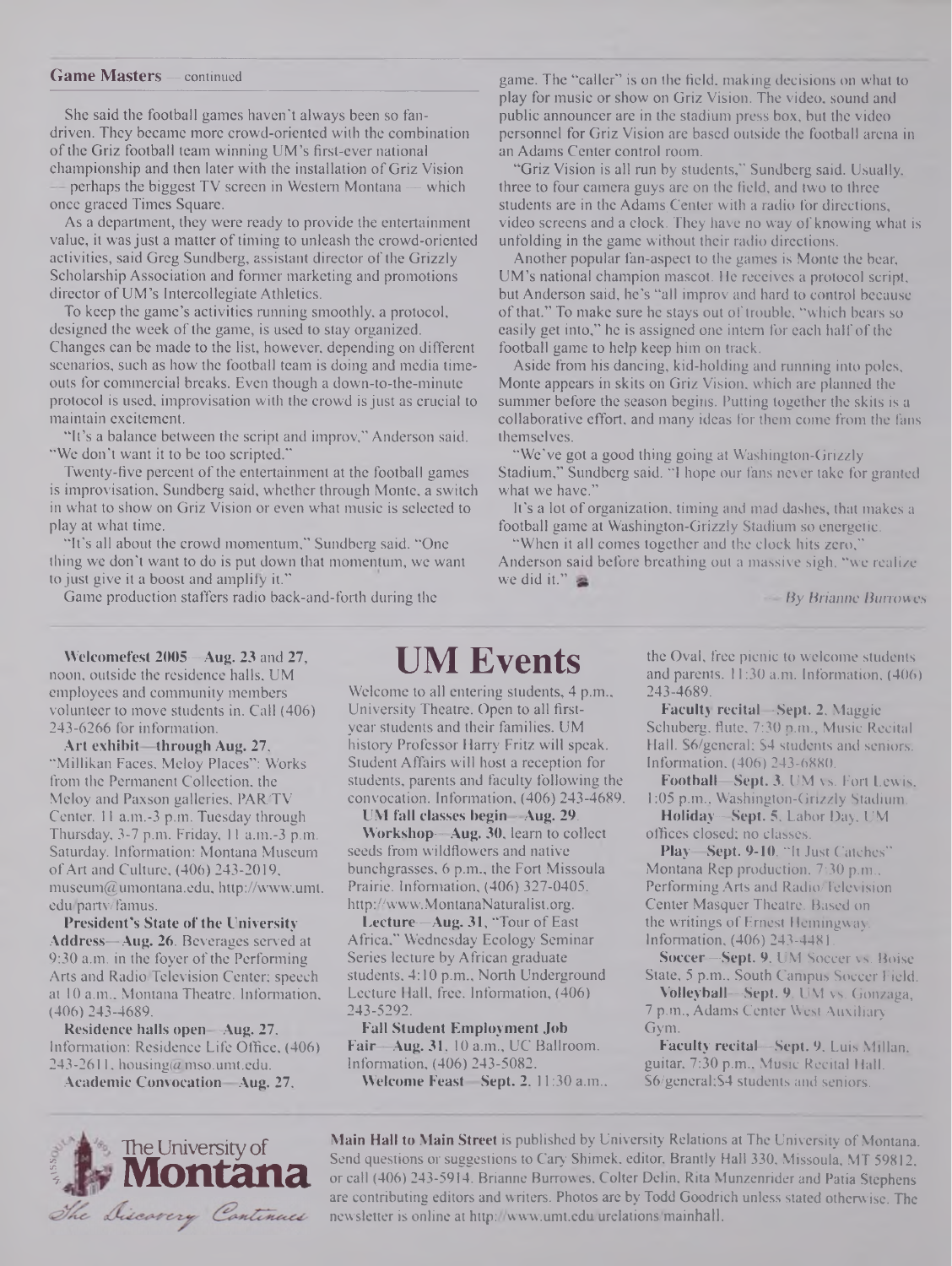**Game Masters** — continued

She said the football games haven't always been so fan-driven. They became more crowd-oriented with the combination of the Griz football team winning UM's first-ever national championship and then later with the installation of Griz Vision — perhaps the biggest TV screen in Western Montana — which once graced Times Square.

As a department, they were ready to provide the entertainment value, it was just a matter of timing to unleash the crowd-oriented activities, said Greg Sundberg, assistant director of the Grizzly Scholarship Association and former marketing and promotions director of UM's Intercollegiate Athletics.

To keep the game's activities running smoothly, a protocol, designed the week of the game, is used to stay organized. Changes can be made to the list, however, depending on different scenarios, such as how the football team is doing and media timeouts for commercial breaks. Even though a down-to-the-minute protocol is used, improvisation with the crowd is just as crucial to maintain excitement.

"It's a balance between the script and improv," Anderson said. "We don't want it to be too scripted."

Twenty-five percent of the entertainment at the football games is improvisation, Sundberg said, whether through Monte, a switch in what to show on Griz Vision or even what music is selected to play at what time.

"It's all about the crowd momentum," Sundberg said. "One thing we don't want to do is put down that momentum, we want to just give it a boost and amplify it."

Game production staffers radio back-and-forth during the game. The "caller" is on the field, making decisions on what to play for music or show on Griz Vision. The video, sound and public announcer are in the stadium press box, but the video personnel for Griz Vision are based outside the football arena in an Adams Center control room.

"Griz Vision is all run by students," Sundberg said. Usually, three to four camera guys are on the field, and two to three students are in the Adams Center with a radio for directions, video screens and a clock. They have no way of knowing what is unfolding in the game without their radio directions.

Another popular fan-aspect to the games is Monte the bear, UM's national champion mascot. He receives a protocol script, but Anderson said, he's "all improv and hard to control because of that." To make sure he stays out of trouble, "which bears so easily get into," he is assigned one intern for each half of the football game to help keep him on track.

Aside from his dancing, kid-holding and running into poles, Monte appears in skits on Griz Vision, which are planned the summer before the season begins. Putting together the skits is a collaborative effort, and many ideas for them come from the fans themselves.

"We've got a good thing going at Washington-Grizzly Stadium," Sundberg said. "I hope our fans never take for granted what we have."

It's a lot of organization, timing and mad dashes, that makes a football game at Washington-Grizzly Stadium so energetic.

"When it all comes together and the clock hits zero," Anderson said before breathing out a massive sigh, "we realize we did it."

— *By Brianne Burrowes*

# UM Events

**Welcomefest 2005**—**Aug. 23** and **27**, noon, outside the residence halls. UM employees and community members volunteer to move students in. Call (406) 243-6266 for information.

**Art exhibit—through Aug. 27**, "Millikan Faces, Meloy Places": Works from the Permanent Collection, the Meloy and Paxson galleries, PAR/TV Center. 11 a.m.-3 p.m. Tuesday through Thursday, 3-7 p.m. Friday, 11 a.m.-3 p.m. Saturday. Information: Montana Museum of Art and Culture, (406) 243-2019, museum@umontana.edu, http://www.umt.edu/partv/famus.

**President's State of the University Address**—**Aug. 26**. Beverages served at 9:30 a.m. in the foyer of the Performing Arts and Radio/Television Center; speech at 10 a.m., Montana Theatre. Information, (406) 243-4689.

**Residence halls open**—**Aug. 27**. Information: Residence Life Office, (406) 243-2611, housing@mso.umt.edu.

**Academic Convocation**—**Aug. 27**. Welcome to all entering students, 4 p.m., University Theatre. Open to all first-year students and their families. UM history Professor Harry Fritz will speak. Student Affairs will host a reception for students, parents and faculty following the convocation. Information, (406) 243-4689.

**UM fall classes begin**—**Aug. 29**.

**Workshop**—**Aug. 30**, learn to collect seeds from wildflowers and native bunchgrasses, 6 p.m., the Fort Missoula Prairie. Information, (406) 327-0405, http://www.MontanaNaturalist.org.

**Lecture**—**Aug. 31**, "Tour of East Africa," Wednesday Ecology Seminar Series lecture by African graduate students, 4:10 p.m., North Underground Lecture Hall, free. Information, (406) 243-5292.

**Fall Student Employment Job Fair**—**Aug. 31**, 10 a.m., UC Ballroom. Information, (406) 243-5082.

**Welcome Feast**—**Sept. 2**, 11:30 a.m., the Oval, free picnic to welcome students and parents, 11:30 a.m. Information, (406) 243-4689.

**Faculty recital**—**Sept. 2**, Maggie Schuberg, flute, 7:30 p.m., Music Recital Hall. $6/general; $4 students and seniors. Information, (406) 243-6880.

**Football**—**Sept. 3**, UM vs. Fort Lewis, 1:05 p.m., Washington-Grizzly Stadium.

**Holiday**—**Sept. 5**, Labor Day. UM offices closed; no classes.

**Play**—**Sept. 9-10**, "It Just Catches" Montana Rep production, 7:30 p.m., Performing Arts and Radio/Television Center Masquer Theatre. Based on the writings of Ernest Hemingway. Information, (406) 243-4481.

**Soccer**—**Sept. 9**, UM Soccer vs. Boise State, 5 p.m., South Campus Soccer Field.

**Volleyball**—**Sept. 9**, UM vs. Gonzaga, 7 p.m., Adams Center West Auxiliary Gym.

**Faculty recital**—**Sept. 9**, Luis Millan, guitar, 7:30 p.m., Music Recital Hall. $6/general;$4 students and seniors.

The University of Montana — *The Discovery Continues*

**Main Hall to Main Street** is published by University Relations at The University of Montana. Send questions or suggestions to Cary Shimek, editor, Brantly Hall 330, Missoula, MT 59812, or call (406) 243-5914. Brianne Burrowes, Colter Delin, Rita Munzenrider and Patia Stephens are contributing editors and writers. Photos are by Todd Goodrich unless stated otherwise. The newsletter is online at http://www.umt.edu/urelations/mainhall.